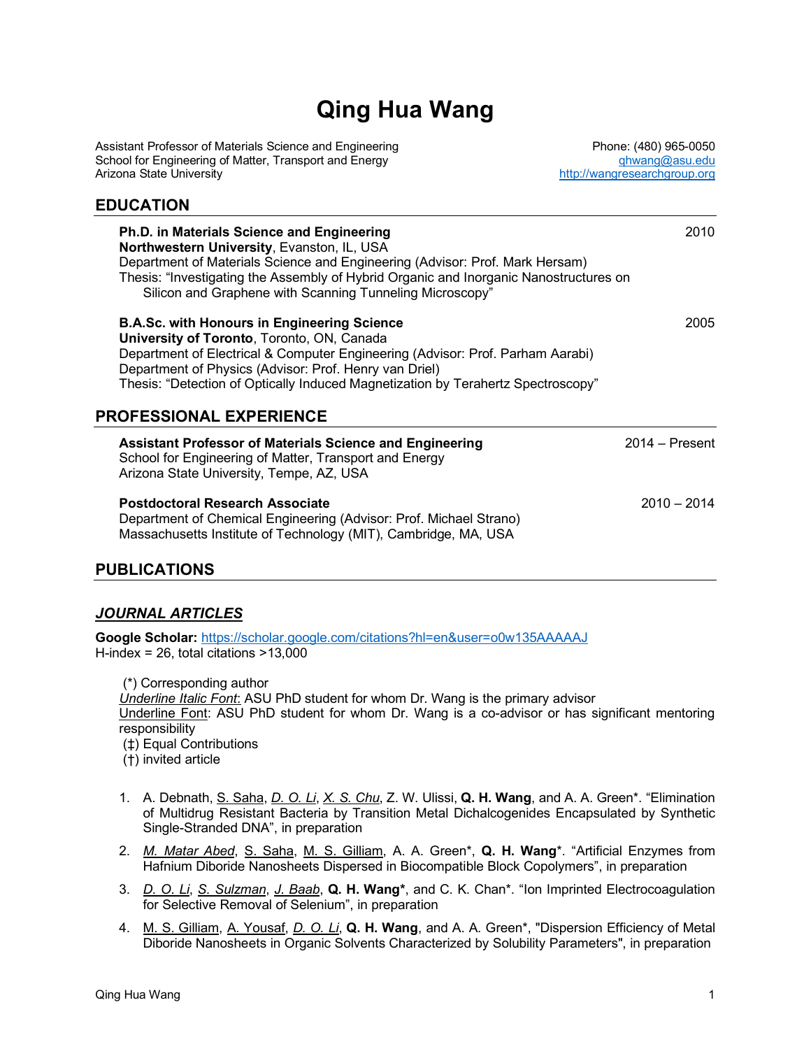# Qing Hua Wang

Assistant Professor of Materials Science and Engineering
School for Engineering of Matter, Transport and Energy
Arizona State University

Phone: (480) 965-0050
qhwang@asu.edu
http://wangresearchgroup.org

## EDUCATION

**Ph.D. in Materials Science and Engineering** 2010
**Northwestern University**, Evanston, IL, USA
Department of Materials Science and Engineering (Advisor: Prof. Mark Hersam)
Thesis: "Investigating the Assembly of Hybrid Organic and Inorganic Nanostructures on Silicon and Graphene with Scanning Tunneling Microscopy"

**B.A.Sc. with Honours in Engineering Science** 2005
**University of Toronto**, Toronto, ON, Canada
Department of Electrical & Computer Engineering (Advisor: Prof. Parham Aarabi)
Department of Physics (Advisor: Prof. Henry van Driel)
Thesis: "Detection of Optically Induced Magnetization by Terahertz Spectroscopy"

## PROFESSIONAL EXPERIENCE

**Assistant Professor of Materials Science and Engineering** 2014 – Present
School for Engineering of Matter, Transport and Energy
Arizona State University, Tempe, AZ, USA

**Postdoctoral Research Associate** 2010 – 2014
Department of Chemical Engineering (Advisor: Prof. Michael Strano)
Massachusetts Institute of Technology (MIT), Cambridge, MA, USA

## PUBLICATIONS

### ***JOURNAL ARTICLES***

**Google Scholar:** https://scholar.google.com/citations?hl=en&user=o0w135AAAAAJ
H-index = 26, total citations >13,000

(*) Corresponding author
<u>*Underline Italic Font*</u>: ASU PhD student for whom Dr. Wang is the primary advisor
<u>Underline Font</u>: ASU PhD student for whom Dr. Wang is a co-advisor or has significant mentoring responsibility
(‡) Equal Contributions
(†) invited article

1. A. Debnath, <u>S. Saha</u>, <u>*D. O. Li*</u>, <u>*X. S. Chu*</u>, Z. W. Ulissi, **Q. H. Wang**, and A. A. Green*. "Elimination of Multidrug Resistant Bacteria by Transition Metal Dichalcogenides Encapsulated by Synthetic Single-Stranded DNA", in preparation
2. <u>*M. Matar Abed*</u>, <u>S. Saha</u>, <u>M. S. Gilliam</u>, A. A. Green*, **Q. H. Wang***. "Artificial Enzymes from Hafnium Diboride Nanosheets Dispersed in Biocompatible Block Copolymers", in preparation
3. <u>*D. O. Li*</u>, <u>*S. Sulzman*</u>, <u>*J. Baab*</u>, **Q. H. Wang***, and C. K. Chan*. "Ion Imprinted Electrocoagulation for Selective Removal of Selenium", in preparation
4. <u>M. S. Gilliam</u>, <u>A. Yousaf</u>, <u>*D. O. Li*</u>, **Q. H. Wang**, and A. A. Green*, "Dispersion Efficiency of Metal Diboride Nanosheets in Organic Solvents Characterized by Solubility Parameters", in preparation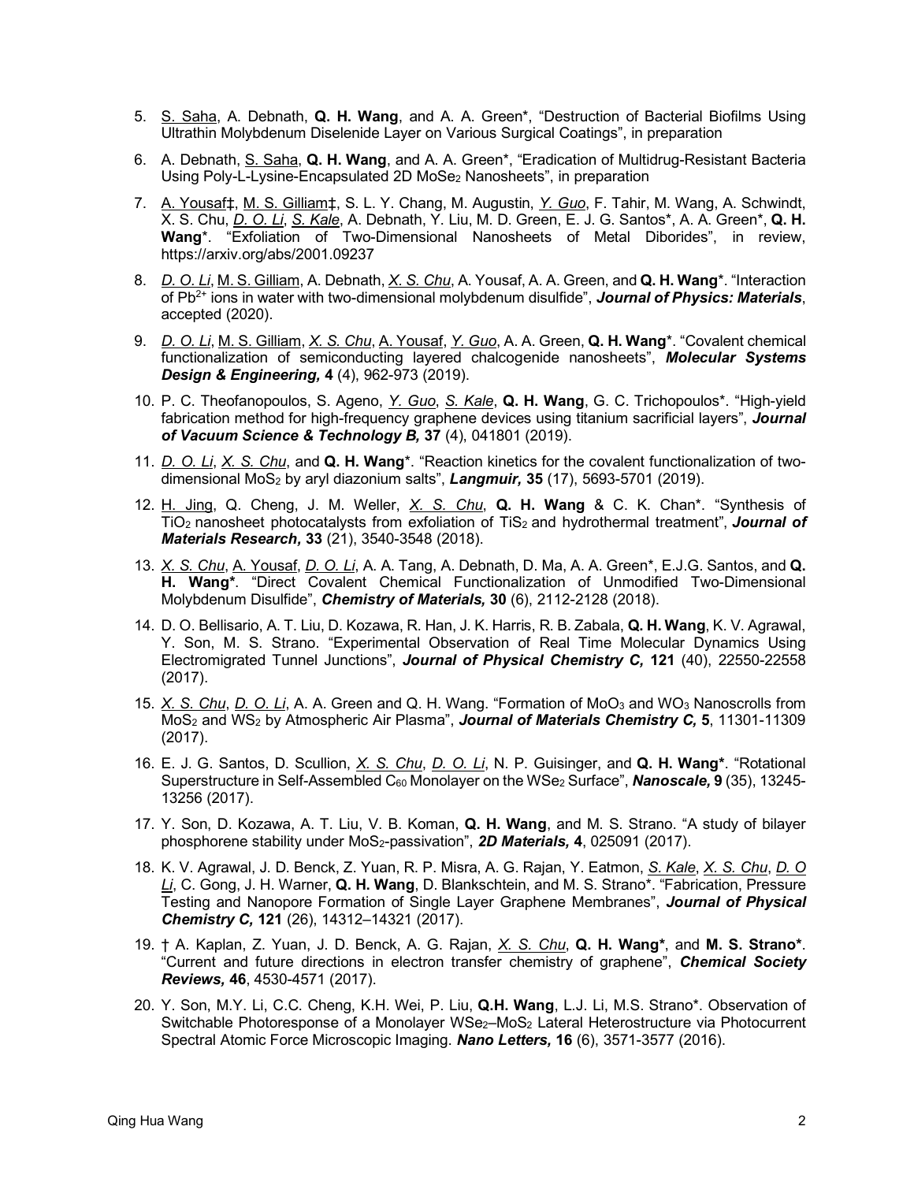5. S. Saha, A. Debnath, **Q. H. Wang**, and A. A. Green*, "Destruction of Bacterial Biofilms Using Ultrathin Molybdenum Diselenide Layer on Various Surgical Coatings", in preparation

6. A. Debnath, S. Saha, **Q. H. Wang**, and A. A. Green*, "Eradication of Multidrug-Resistant Bacteria Using Poly-L-Lysine-Encapsulated 2D $MoSe_2$ Nanosheets", in preparation

7. A. Yousaf‡, M. S. Gilliam‡, S. L. Y. Chang, M. Augustin, *Y. Guo*, F. Tahir, M. Wang, A. Schwindt, X. S. Chu, *D. O. Li*, *S. Kale*, A. Debnath, Y. Liu, M. D. Green, E. J. G. Santos*, A. A. Green*, **Q. H. Wang***. "Exfoliation of Two-Dimensional Nanosheets of Metal Diborides", in review, https://arxiv.org/abs/2001.09237

8. *D. O. Li*, M. S. Gilliam, A. Debnath, *X. S. Chu*, A. Yousaf, A. A. Green, and **Q. H. Wang***. "Interaction of $Pb^{2+}$ ions in water with two-dimensional molybdenum disulfide", ***Journal of Physics: Materials***, accepted (2020).

9. *D. O. Li*, M. S. Gilliam, *X. S. Chu*, A. Yousaf, *Y. Guo*, A. A. Green, **Q. H. Wang***. "Covalent chemical functionalization of semiconducting layered chalcogenide nanosheets", ***Molecular Systems Design & Engineering,* 4** (4), 962-973 (2019).

10. P. C. Theofanopoulos, S. Ageno, *Y. Guo*, *S. Kale*, **Q. H. Wang**, G. C. Trichopoulos*. "High-yield fabrication method for high-frequency graphene devices using titanium sacrificial layers", ***Journal of Vacuum Science & Technology B,* 37** (4), 041801 (2019).

11. *D. O. Li*, *X. S. Chu*, and **Q. H. Wang***. "Reaction kinetics for the covalent functionalization of two-dimensional $MoS_2$ by aryl diazonium salts", ***Langmuir,* 35** (17), 5693-5701 (2019).

12. H. Jing, Q. Cheng, J. M. Weller, *X. S. Chu*, **Q. H. Wang** & C. K. Chan*. "Synthesis of $TiO_2$ nanosheet photocatalysts from exfoliation of $TiS_2$ and hydrothermal treatment", ***Journal of Materials Research,* 33** (21), 3540-3548 (2018).

13. *X. S. Chu*, A. Yousaf, *D. O. Li*, A. A. Tang, A. Debnath, D. Ma, A. A. Green*, E.J.G. Santos, and **Q. H. Wang***. "Direct Covalent Chemical Functionalization of Unmodified Two-Dimensional Molybdenum Disulfide", ***Chemistry of Materials,* 30** (6), 2112-2128 (2018).

14. D. O. Bellisario, A. T. Liu, D. Kozawa, R. Han, J. K. Harris, R. B. Zabala, **Q. H. Wang**, K. V. Agrawal, Y. Son, M. S. Strano. "Experimental Observation of Real Time Molecular Dynamics Using Electromigrated Tunnel Junctions", ***Journal of Physical Chemistry C,* 121** (40), 22550-22558 (2017).

15. *X. S. Chu*, *D. O. Li*, A. A. Green and Q. H. Wang. "Formation of $MoO_3$ and $WO_3$ Nanoscrolls from $MoS_2$ and $WS_2$ by Atmospheric Air Plasma", ***Journal of Materials Chemistry C,* 5**, 11301-11309 (2017).

16. E. J. G. Santos, D. Scullion, *X. S. Chu*, *D. O. Li*, N. P. Guisinger, and **Q. H. Wang***. "Rotational Superstructure in Self-Assembled $C_{60}$ Monolayer on the $WSe_2$ Surface", ***Nanoscale,* 9** (35), 13245-13256 (2017).

17. Y. Son, D. Kozawa, A. T. Liu, V. B. Koman, **Q. H. Wang**, and M. S. Strano. "A study of bilayer phosphorene stability under $MoS_2$-passivation", ***2D Materials,* 4**, 025091 (2017).

18. K. V. Agrawal, J. D. Benck, Z. Yuan, R. P. Misra, A. G. Rajan, Y. Eatmon, *S. Kale*, *X. S. Chu*, *D. O Li*, C. Gong, J. H. Warner, **Q. H. Wang**, D. Blankschtein, and M. S. Strano*. "Fabrication, Pressure Testing and Nanopore Formation of Single Layer Graphene Membranes", ***Journal of Physical Chemistry C,* 121** (26), 14312–14321 (2017).

19. † A. Kaplan, Z. Yuan, J. D. Benck, A. G. Rajan, *X. S. Chu*, **Q. H. Wang***, and **M. S. Strano***. "Current and future directions in electron transfer chemistry of graphene", ***Chemical Society Reviews,* 46**, 4530-4571 (2017).

20. Y. Son, M.Y. Li, C.C. Cheng, K.H. Wei, P. Liu, **Q.H. Wang**, L.J. Li, M.S. Strano*. Observation of Switchable Photoresponse of a Monolayer $WSe_2$–$MoS_2$ Lateral Heterostructure via Photocurrent Spectral Atomic Force Microscopic Imaging. ***Nano Letters,* 16** (6), 3571-3577 (2016).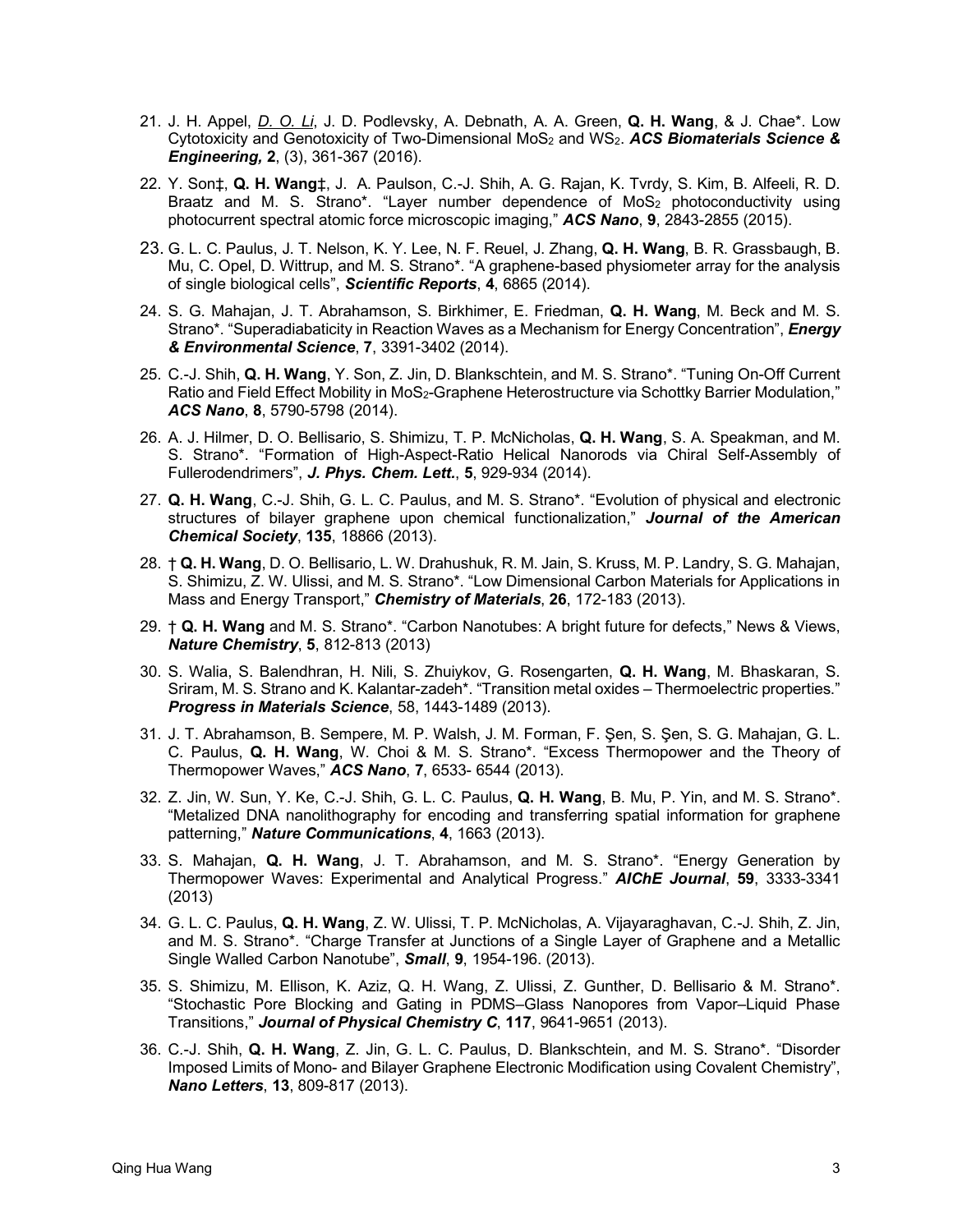21. J. H. Appel, _D. O. Li_, J. D. Podlevsky, A. Debnath, A. A. Green, **Q. H. Wang**, & J. Chae*. Low Cytotoxicity and Genotoxicity of Two-Dimensional $MoS_2$ and $WS_2$. ***ACS Biomaterials Science & Engineering,*** **2**, (3), 361-367 (2016).

22. Y. Son‡, **Q. H. Wang‡**, J. A. Paulson, C.-J. Shih, A. G. Rajan, K. Tvrdy, S. Kim, B. Alfeeli, R. D. Braatz and M. S. Strano*. "Layer number dependence of $MoS_2$ photoconductivity using photocurrent spectral atomic force microscopic imaging," ***ACS Nano***, **9**, 2843-2855 (2015).

23. G. L. C. Paulus, J. T. Nelson, K. Y. Lee, N. F. Reuel, J. Zhang, **Q. H. Wang**, B. R. Grassbaugh, B. Mu, C. Opel, D. Wittrup, and M. S. Strano*. "A graphene-based physiometer array for the analysis of single biological cells", ***Scientific Reports***, **4**, 6865 (2014).

24. S. G. Mahajan, J. T. Abrahamson, S. Birkhimer, E. Friedman, **Q. H. Wang**, M. Beck and M. S. Strano*. "Superadiabaticity in Reaction Waves as a Mechanism for Energy Concentration", ***Energy & Environmental Science***, **7**, 3391-3402 (2014).

25. C.-J. Shih, **Q. H. Wang**, Y. Son, Z. Jin, D. Blankschtein, and M. S. Strano*. "Tuning On-Off Current Ratio and Field Effect Mobility in $MoS_2$-Graphene Heterostructure via Schottky Barrier Modulation," ***ACS Nano***, **8**, 5790-5798 (2014).

26. A. J. Hilmer, D. O. Bellisario, S. Shimizu, T. P. McNicholas, **Q. H. Wang**, S. A. Speakman, and M. S. Strano*. "Formation of High-Aspect-Ratio Helical Nanorods via Chiral Self-Assembly of Fullerodendrimers", ***J. Phys. Chem. Lett.***, **5**, 929-934 (2014).

27. **Q. H. Wang**, C.-J. Shih, G. L. C. Paulus, and M. S. Strano*. "Evolution of physical and electronic structures of bilayer graphene upon chemical functionalization," ***Journal of the American Chemical Society***, **135**, 18866 (2013).

28. † **Q. H. Wang**, D. O. Bellisario, L. W. Drahushuk, R. M. Jain, S. Kruss, M. P. Landry, S. G. Mahajan, S. Shimizu, Z. W. Ulissi, and M. S. Strano*. "Low Dimensional Carbon Materials for Applications in Mass and Energy Transport," ***Chemistry of Materials***, **26**, 172-183 (2013).

29. † **Q. H. Wang** and M. S. Strano*. "Carbon Nanotubes: A bright future for defects," News & Views, ***Nature Chemistry***, **5**, 812-813 (2013)

30. S. Walia, S. Balendhran, H. Nili, S. Zhuiykov, G. Rosengarten, **Q. H. Wang**, M. Bhaskaran, S. Sriram, M. S. Strano and K. Kalantar-zadeh*. "Transition metal oxides – Thermoelectric properties." ***Progress in Materials Science***, 58, 1443-1489 (2013).

31. J. T. Abrahamson, B. Sempere, M. P. Walsh, J. M. Forman, F. Şen, S. Şen, S. G. Mahajan, G. L. C. Paulus, **Q. H. Wang**, W. Choi & M. S. Strano*. "Excess Thermopower and the Theory of Thermopower Waves," ***ACS Nano***, **7**, 6533- 6544 (2013).

32. Z. Jin, W. Sun, Y. Ke, C.-J. Shih, G. L. C. Paulus, **Q. H. Wang**, B. Mu, P. Yin, and M. S. Strano*. "Metalized DNA nanolithography for encoding and transferring spatial information for graphene patterning," ***Nature Communications***, **4**, 1663 (2013).

33. S. Mahajan, **Q. H. Wang**, J. T. Abrahamson, and M. S. Strano*. "Energy Generation by Thermopower Waves: Experimental and Analytical Progress." ***AIChE Journal***, **59**, 3333-3341 (2013)

34. G. L. C. Paulus, **Q. H. Wang**, Z. W. Ulissi, T. P. McNicholas, A. Vijayaraghavan, C.-J. Shih, Z. Jin, and M. S. Strano*. "Charge Transfer at Junctions of a Single Layer of Graphene and a Metallic Single Walled Carbon Nanotube", ***Small***, **9**, 1954-196. (2013).

35. S. Shimizu, M. Ellison, K. Aziz, Q. H. Wang, Z. Ulissi, Z. Gunther, D. Bellisario & M. Strano*. "Stochastic Pore Blocking and Gating in PDMS–Glass Nanopores from Vapor–Liquid Phase Transitions," ***Journal of Physical Chemistry C***, **117**, 9641-9651 (2013).

36. C.-J. Shih, **Q. H. Wang**, Z. Jin, G. L. C. Paulus, D. Blankschtein, and M. S. Strano*. "Disorder Imposed Limits of Mono- and Bilayer Graphene Electronic Modification using Covalent Chemistry", ***Nano Letters***, **13**, 809-817 (2013).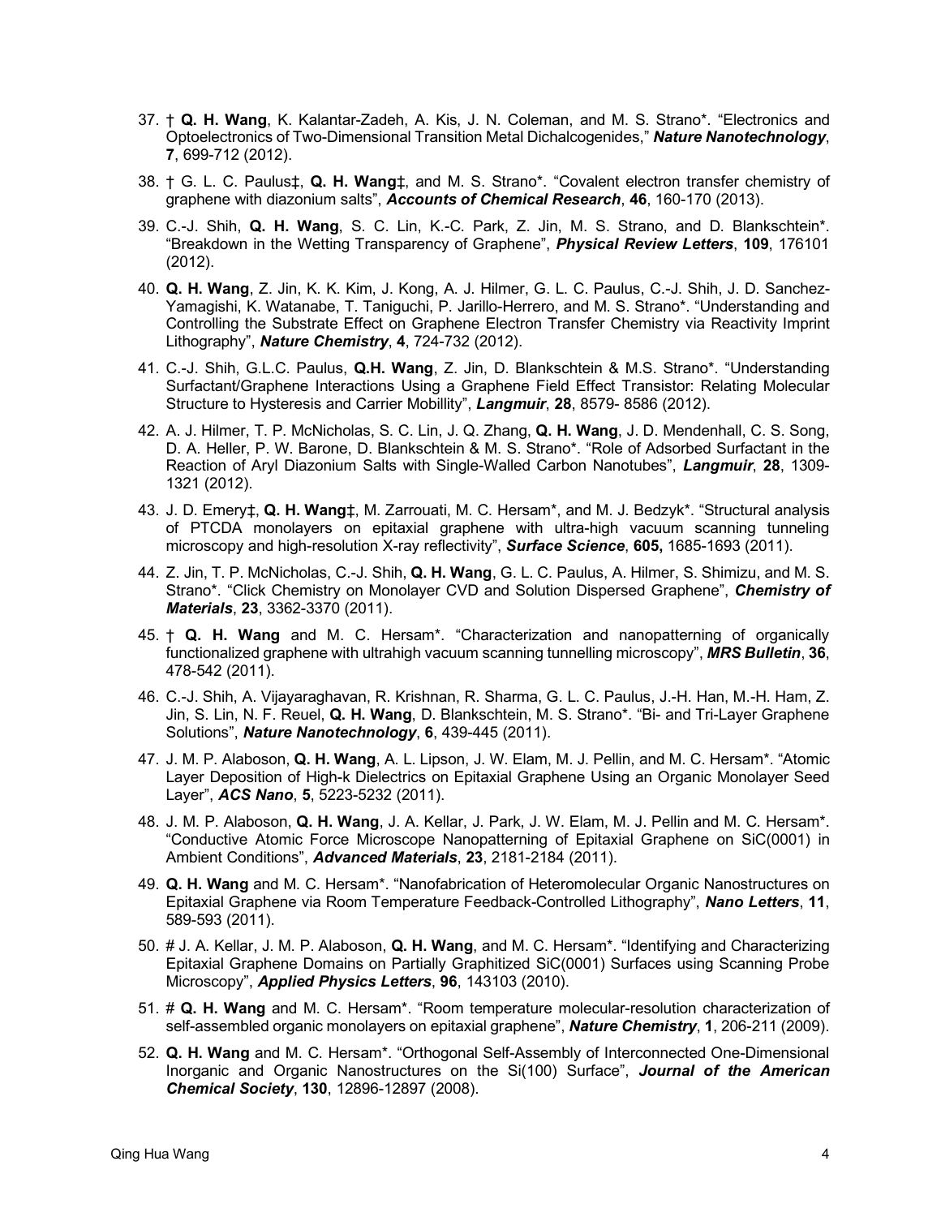37. † **Q. H. Wang**, K. Kalantar-Zadeh, A. Kis, J. N. Coleman, and M. S. Strano*. "Electronics and Optoelectronics of Two-Dimensional Transition Metal Dichalcogenides," ***Nature Nanotechnology***, **7**, 699-712 (2012).

38. † G. L. C. Paulus‡, **Q. H. Wang**‡, and M. S. Strano*. "Covalent electron transfer chemistry of graphene with diazonium salts", ***Accounts of Chemical Research***, **46**, 160-170 (2013).

39. C.-J. Shih, **Q. H. Wang**, S. C. Lin, K.-C. Park, Z. Jin, M. S. Strano, and D. Blankschtein*. "Breakdown in the Wetting Transparency of Graphene", ***Physical Review Letters***, **109**, 176101 (2012).

40. **Q. H. Wang**, Z. Jin, K. K. Kim, J. Kong, A. J. Hilmer, G. L. C. Paulus, C.-J. Shih, J. D. Sanchez-Yamagishi, K. Watanabe, T. Taniguchi, P. Jarillo-Herrero, and M. S. Strano*. "Understanding and Controlling the Substrate Effect on Graphene Electron Transfer Chemistry via Reactivity Imprint Lithography", ***Nature Chemistry***, **4**, 724-732 (2012).

41. C.-J. Shih, G.L.C. Paulus, **Q.H. Wang**, Z. Jin, D. Blankschtein & M.S. Strano*. "Understanding Surfactant/Graphene Interactions Using a Graphene Field Effect Transistor: Relating Molecular Structure to Hysteresis and Carrier Mobillity", ***Langmuir***, **28**, 8579- 8586 (2012).

42. A. J. Hilmer, T. P. McNicholas, S. C. Lin, J. Q. Zhang, **Q. H. Wang**, J. D. Mendenhall, C. S. Song, D. A. Heller, P. W. Barone, D. Blankschtein & M. S. Strano*. "Role of Adsorbed Surfactant in the Reaction of Aryl Diazonium Salts with Single-Walled Carbon Nanotubes", ***Langmuir***, **28**, 1309-1321 (2012).

43. J. D. Emery‡, **Q. H. Wang**‡, M. Zarrouati, M. C. Hersam*, and M. J. Bedzyk*. "Structural analysis of PTCDA monolayers on epitaxial graphene with ultra-high vacuum scanning tunneling microscopy and high-resolution X-ray reflectivity", ***Surface Science***, **605,** 1685-1693 (2011).

44. Z. Jin, T. P. McNicholas, C.-J. Shih, **Q. H. Wang**, G. L. C. Paulus, A. Hilmer, S. Shimizu, and M. S. Strano*. "Click Chemistry on Monolayer CVD and Solution Dispersed Graphene", ***Chemistry of Materials***, **23**, 3362-3370 (2011).

45. † **Q. H. Wang** and M. C. Hersam*. "Characterization and nanopatterning of organically functionalized graphene with ultrahigh vacuum scanning tunnelling microscopy", ***MRS Bulletin***, **36**, 478-542 (2011).

46. C.-J. Shih, A. Vijayaraghavan, R. Krishnan, R. Sharma, G. L. C. Paulus, J.-H. Han, M.-H. Ham, Z. Jin, S. Lin, N. F. Reuel, **Q. H. Wang**, D. Blankschtein, M. S. Strano*. "Bi- and Tri-Layer Graphene Solutions", ***Nature Nanotechnology***, **6**, 439-445 (2011).

47. J. M. P. Alaboson, **Q. H. Wang**, A. L. Lipson, J. W. Elam, M. J. Pellin, and M. C. Hersam*. "Atomic Layer Deposition of High-k Dielectrics on Epitaxial Graphene Using an Organic Monolayer Seed Layer", ***ACS Nano***, **5**, 5223-5232 (2011).

48. J. M. P. Alaboson, **Q. H. Wang**, J. A. Kellar, J. Park, J. W. Elam, M. J. Pellin and M. C. Hersam*. "Conductive Atomic Force Microscope Nanopatterning of Epitaxial Graphene on SiC(0001) in Ambient Conditions", ***Advanced Materials***, **23**, 2181-2184 (2011).

49. **Q. H. Wang** and M. C. Hersam*. "Nanofabrication of Heteromolecular Organic Nanostructures on Epitaxial Graphene via Room Temperature Feedback-Controlled Lithography", ***Nano Letters***, **11**, 589-593 (2011).

50. # J. A. Kellar, J. M. P. Alaboson, **Q. H. Wang**, and M. C. Hersam*. "Identifying and Characterizing Epitaxial Graphene Domains on Partially Graphitized SiC(0001) Surfaces using Scanning Probe Microscopy", ***Applied Physics Letters***, **96**, 143103 (2010).

51. # **Q. H. Wang** and M. C. Hersam*. "Room temperature molecular-resolution characterization of self-assembled organic monolayers on epitaxial graphene", ***Nature Chemistry***, **1**, 206-211 (2009).

52. **Q. H. Wang** and M. C. Hersam*. "Orthogonal Self-Assembly of Interconnected One-Dimensional Inorganic and Organic Nanostructures on the Si(100) Surface", ***Journal of the American Chemical Society***, **130**, 12896-12897 (2008).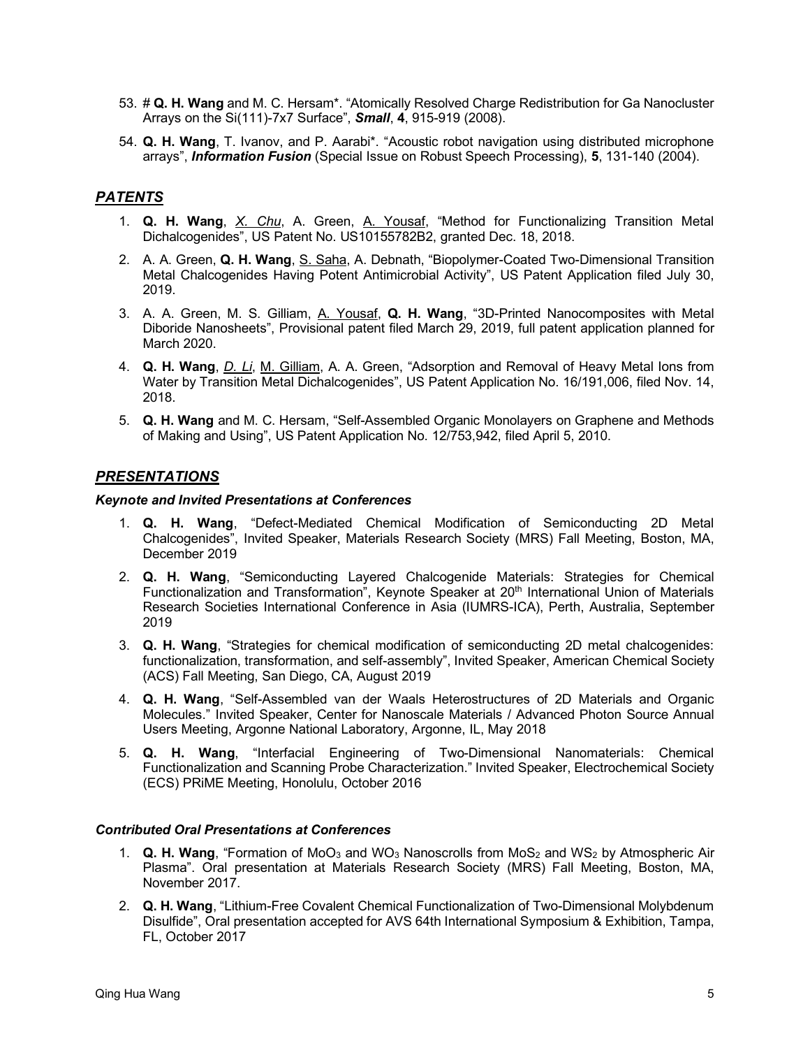53. # **Q. H. Wang** and M. C. Hersam*. "Atomically Resolved Charge Redistribution for Ga Nanocluster Arrays on the Si(111)-7x7 Surface", ***Small***, **4**, 915-919 (2008).
54. **Q. H. Wang**, T. Ivanov, and P. Aarabi*. "Acoustic robot navigation using distributed microphone arrays", ***Information Fusion*** (Special Issue on Robust Speech Processing), **5**, 131-140 (2004).

## *PATENTS*

1. **Q. H. Wang**, *X. Chu*, A. Green, A. Yousaf, "Method for Functionalizing Transition Metal Dichalcogenides", US Patent No. US10155782B2, granted Dec. 18, 2018.
2. A. A. Green, **Q. H. Wang**, S. Saha, A. Debnath, "Biopolymer-Coated Two-Dimensional Transition Metal Chalcogenides Having Potent Antimicrobial Activity", US Patent Application filed July 30, 2019.
3. A. A. Green, M. S. Gilliam, A. Yousaf, **Q. H. Wang**, "3D-Printed Nanocomposites with Metal Diboride Nanosheets", Provisional patent filed March 29, 2019, full patent application planned for March 2020.
4. **Q. H. Wang**, *D. Li*, M. Gilliam, A. A. Green, "Adsorption and Removal of Heavy Metal Ions from Water by Transition Metal Dichalcogenides", US Patent Application No. 16/191,006, filed Nov. 14, 2018.
5. **Q. H. Wang** and M. C. Hersam, "Self-Assembled Organic Monolayers on Graphene and Methods of Making and Using", US Patent Application No. 12/753,942, filed April 5, 2010.

## *PRESENTATIONS*

### *Keynote and Invited Presentations at Conferences*

1. **Q. H. Wang**, "Defect-Mediated Chemical Modification of Semiconducting 2D Metal Chalcogenides", Invited Speaker, Materials Research Society (MRS) Fall Meeting, Boston, MA, December 2019
2. **Q. H. Wang**, "Semiconducting Layered Chalcogenide Materials: Strategies for Chemical Functionalization and Transformation", Keynote Speaker at 20th International Union of Materials Research Societies International Conference in Asia (IUMRS-ICA), Perth, Australia, September 2019
3. **Q. H. Wang**, "Strategies for chemical modification of semiconducting 2D metal chalcogenides: functionalization, transformation, and self-assembly", Invited Speaker, American Chemical Society (ACS) Fall Meeting, San Diego, CA, August 2019
4. **Q. H. Wang**, "Self-Assembled van der Waals Heterostructures of 2D Materials and Organic Molecules." Invited Speaker, Center for Nanoscale Materials / Advanced Photon Source Annual Users Meeting, Argonne National Laboratory, Argonne, IL, May 2018
5. **Q. H. Wang**, "Interfacial Engineering of Two-Dimensional Nanomaterials: Chemical Functionalization and Scanning Probe Characterization." Invited Speaker, Electrochemical Society (ECS) PRiME Meeting, Honolulu, October 2016

### *Contributed Oral Presentations at Conferences*

1. **Q. H. Wang**, "Formation of $MoO_3$ and $WO_3$ Nanoscrolls from $MoS_2$ and $WS_2$ by Atmospheric Air Plasma". Oral presentation at Materials Research Society (MRS) Fall Meeting, Boston, MA, November 2017.
2. **Q. H. Wang**, "Lithium-Free Covalent Chemical Functionalization of Two-Dimensional Molybdenum Disulfide", Oral presentation accepted for AVS 64th International Symposium & Exhibition, Tampa, FL, October 2017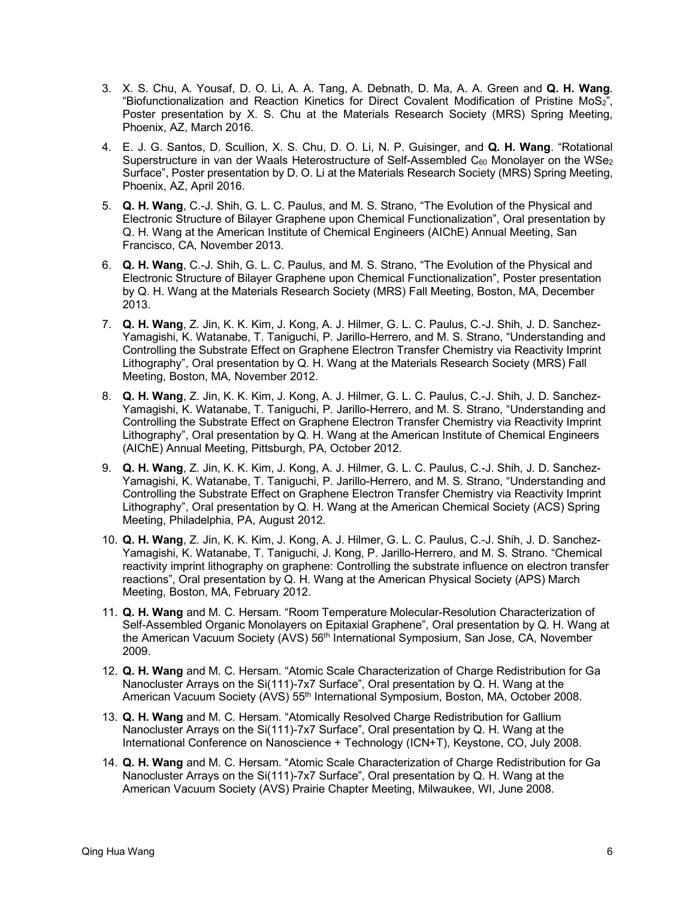3. X. S. Chu, A. Yousaf, D. O. Li, A. A. Tang, A. Debnath, D. Ma, A. A. Green and **Q. H. Wang**. "Biofunctionalization and Reaction Kinetics for Direct Covalent Modification of Pristine $MoS_2$", Poster presentation by X. S. Chu at the Materials Research Society (MRS) Spring Meeting, Phoenix, AZ, March 2016.

4. E. J. G. Santos, D. Scullion, X. S. Chu, D. O. Li, N. P. Guisinger, and **Q. H. Wang**. "Rotational Superstructure in van der Waals Heterostructure of Self-Assembled $C_{60}$ Monolayer on the $WSe_2$ Surface", Poster presentation by D. O. Li at the Materials Research Society (MRS) Spring Meeting, Phoenix, AZ, April 2016.

5. **Q. H. Wang**, C.-J. Shih, G. L. C. Paulus, and M. S. Strano, "The Evolution of the Physical and Electronic Structure of Bilayer Graphene upon Chemical Functionalization", Oral presentation by Q. H. Wang at the American Institute of Chemical Engineers (AIChE) Annual Meeting, San Francisco, CA, November 2013.

6. **Q. H. Wang**, C.-J. Shih, G. L. C. Paulus, and M. S. Strano, "The Evolution of the Physical and Electronic Structure of Bilayer Graphene upon Chemical Functionalization", Poster presentation by Q. H. Wang at the Materials Research Society (MRS) Fall Meeting, Boston, MA, December 2013.

7. **Q. H. Wang**, Z. Jin, K. K. Kim, J. Kong, A. J. Hilmer, G. L. C. Paulus, C.-J. Shih, J. D. Sanchez-Yamagishi, K. Watanabe, T. Taniguchi, P. Jarillo-Herrero, and M. S. Strano, "Understanding and Controlling the Substrate Effect on Graphene Electron Transfer Chemistry via Reactivity Imprint Lithography", Oral presentation by Q. H. Wang at the Materials Research Society (MRS) Fall Meeting, Boston, MA, November 2012.

8. **Q. H. Wang**, Z. Jin, K. K. Kim, J. Kong, A. J. Hilmer, G. L. C. Paulus, C.-J. Shih, J. D. Sanchez-Yamagishi, K. Watanabe, T. Taniguchi, P. Jarillo-Herrero, and M. S. Strano, "Understanding and Controlling the Substrate Effect on Graphene Electron Transfer Chemistry via Reactivity Imprint Lithography", Oral presentation by Q. H. Wang at the American Institute of Chemical Engineers (AIChE) Annual Meeting, Pittsburgh, PA, October 2012.

9. **Q. H. Wang**, Z. Jin, K. K. Kim, J. Kong, A. J. Hilmer, G. L. C. Paulus, C.-J. Shih, J. D. Sanchez-Yamagishi, K. Watanabe, T. Taniguchi, P. Jarillo-Herrero, and M. S. Strano, "Understanding and Controlling the Substrate Effect on Graphene Electron Transfer Chemistry via Reactivity Imprint Lithography", Oral presentation by Q. H. Wang at the American Chemical Society (ACS) Spring Meeting, Philadelphia, PA, August 2012.

10. **Q. H. Wang**, Z. Jin, K. K. Kim, J. Kong, A. J. Hilmer, G. L. C. Paulus, C.-J. Shih, J. D. Sanchez-Yamagishi, K. Watanabe, T. Taniguchi, J. Kong, P. Jarillo-Herrero, and M. S. Strano. "Chemical reactivity imprint lithography on graphene: Controlling the substrate influence on electron transfer reactions", Oral presentation by Q. H. Wang at the American Physical Society (APS) March Meeting, Boston, MA, February 2012.

11. **Q. H. Wang** and M. C. Hersam. "Room Temperature Molecular-Resolution Characterization of Self-Assembled Organic Monolayers on Epitaxial Graphene", Oral presentation by Q. H. Wang at the American Vacuum Society (AVS) 56th International Symposium, San Jose, CA, November 2009.

12. **Q. H. Wang** and M. C. Hersam. "Atomic Scale Characterization of Charge Redistribution for Ga Nanocluster Arrays on the Si(111)-7x7 Surface", Oral presentation by Q. H. Wang at the American Vacuum Society (AVS) 55th International Symposium, Boston, MA, October 2008.

13. **Q. H. Wang** and M. C. Hersam. "Atomically Resolved Charge Redistribution for Gallium Nanocluster Arrays on the Si(111)-7x7 Surface", Oral presentation by Q. H. Wang at the International Conference on Nanoscience + Technology (ICN+T), Keystone, CO, July 2008.

14. **Q. H. Wang** and M. C. Hersam. "Atomic Scale Characterization of Charge Redistribution for Ga Nanocluster Arrays on the Si(111)-7x7 Surface", Oral presentation by Q. H. Wang at the American Vacuum Society (AVS) Prairie Chapter Meeting, Milwaukee, WI, June 2008.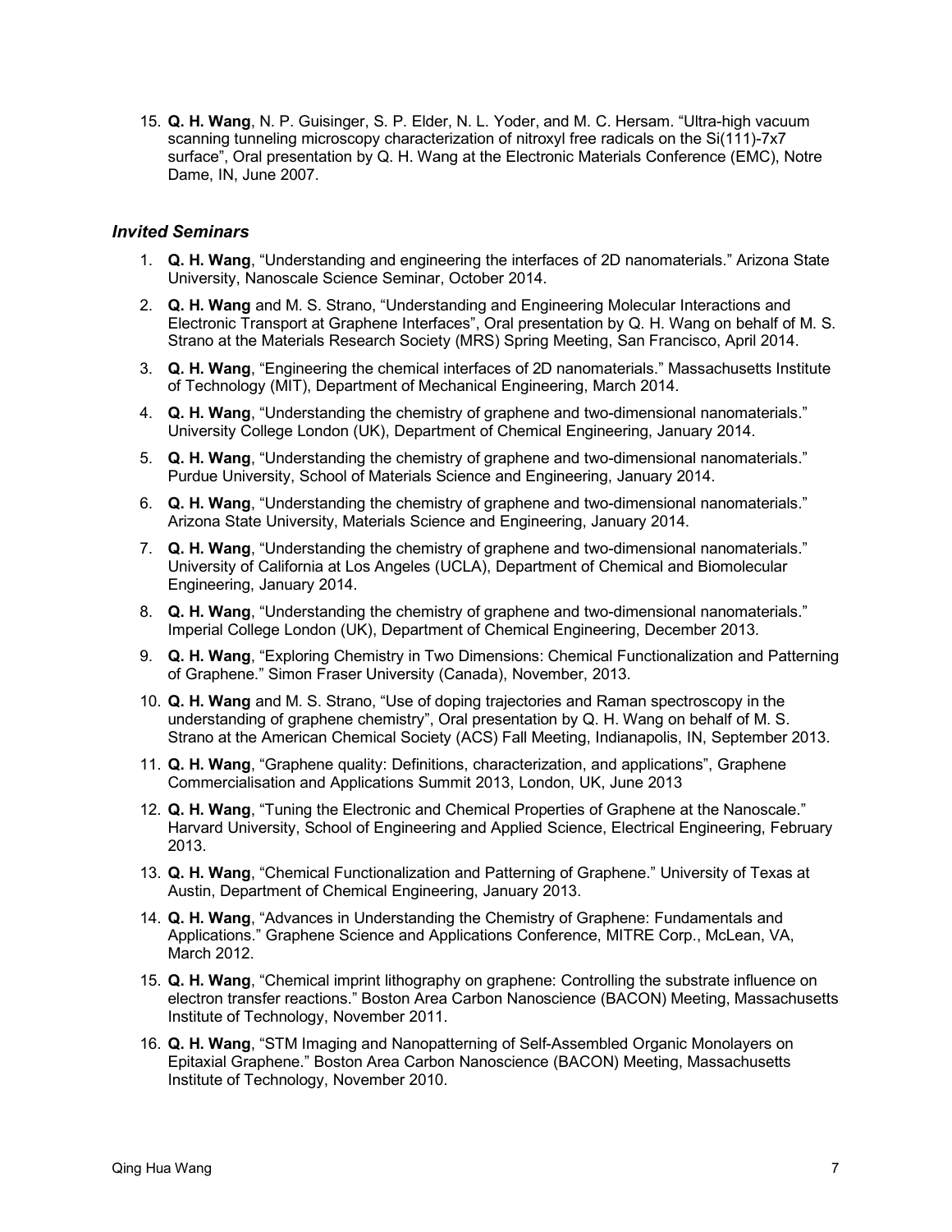15. **Q. H. Wang**, N. P. Guisinger, S. P. Elder, N. L. Yoder, and M. C. Hersam. "Ultra-high vacuum scanning tunneling microscopy characterization of nitroxyl free radicals on the Si(111)-7x7 surface", Oral presentation by Q. H. Wang at the Electronic Materials Conference (EMC), Notre Dame, IN, June 2007.

### *Invited Seminars*

1. **Q. H. Wang**, "Understanding and engineering the interfaces of 2D nanomaterials." Arizona State University, Nanoscale Science Seminar, October 2014.
2. **Q. H. Wang** and M. S. Strano, "Understanding and Engineering Molecular Interactions and Electronic Transport at Graphene Interfaces", Oral presentation by Q. H. Wang on behalf of M. S. Strano at the Materials Research Society (MRS) Spring Meeting, San Francisco, April 2014.
3. **Q. H. Wang**, "Engineering the chemical interfaces of 2D nanomaterials." Massachusetts Institute of Technology (MIT), Department of Mechanical Engineering, March 2014.
4. **Q. H. Wang**, "Understanding the chemistry of graphene and two-dimensional nanomaterials." University College London (UK), Department of Chemical Engineering, January 2014.
5. **Q. H. Wang**, "Understanding the chemistry of graphene and two-dimensional nanomaterials." Purdue University, School of Materials Science and Engineering, January 2014.
6. **Q. H. Wang**, "Understanding the chemistry of graphene and two-dimensional nanomaterials." Arizona State University, Materials Science and Engineering, January 2014.
7. **Q. H. Wang**, "Understanding the chemistry of graphene and two-dimensional nanomaterials." University of California at Los Angeles (UCLA), Department of Chemical and Biomolecular Engineering, January 2014.
8. **Q. H. Wang**, "Understanding the chemistry of graphene and two-dimensional nanomaterials." Imperial College London (UK), Department of Chemical Engineering, December 2013.
9. **Q. H. Wang**, "Exploring Chemistry in Two Dimensions: Chemical Functionalization and Patterning of Graphene." Simon Fraser University (Canada), November, 2013.
10. **Q. H. Wang** and M. S. Strano, "Use of doping trajectories and Raman spectroscopy in the understanding of graphene chemistry", Oral presentation by Q. H. Wang on behalf of M. S. Strano at the American Chemical Society (ACS) Fall Meeting, Indianapolis, IN, September 2013.
11. **Q. H. Wang**, "Graphene quality: Definitions, characterization, and applications", Graphene Commercialisation and Applications Summit 2013, London, UK, June 2013
12. **Q. H. Wang**, "Tuning the Electronic and Chemical Properties of Graphene at the Nanoscale." Harvard University, School of Engineering and Applied Science, Electrical Engineering, February 2013.
13. **Q. H. Wang**, "Chemical Functionalization and Patterning of Graphene." University of Texas at Austin, Department of Chemical Engineering, January 2013.
14. **Q. H. Wang**, "Advances in Understanding the Chemistry of Graphene: Fundamentals and Applications." Graphene Science and Applications Conference, MITRE Corp., McLean, VA, March 2012.
15. **Q. H. Wang**, "Chemical imprint lithography on graphene: Controlling the substrate influence on electron transfer reactions." Boston Area Carbon Nanoscience (BACON) Meeting, Massachusetts Institute of Technology, November 2011.
16. **Q. H. Wang**, "STM Imaging and Nanopatterning of Self-Assembled Organic Monolayers on Epitaxial Graphene." Boston Area Carbon Nanoscience (BACON) Meeting, Massachusetts Institute of Technology, November 2010.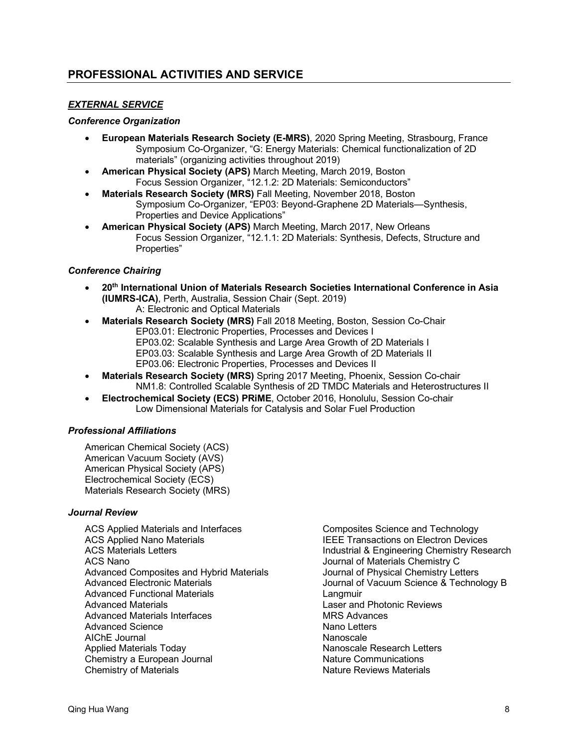## PROFESSIONAL ACTIVITIES AND SERVICE

### ***EXTERNAL SERVICE***

#### *Conference Organization*

- **European Materials Research Society (E-MRS)**, 2020 Spring Meeting, Strasbourg, France
  Symposium Co-Organizer, "G: Energy Materials: Chemical functionalization of 2D materials" (organizing activities throughout 2019)
- **American Physical Society (APS)** March Meeting, March 2019, Boston
  Focus Session Organizer, "12.1.2: 2D Materials: Semiconductors"
- **Materials Research Society (MRS)** Fall Meeting, November 2018, Boston
  Symposium Co-Organizer, "EP03: Beyond-Graphene 2D Materials—Synthesis, Properties and Device Applications"
- **American Physical Society (APS)** March Meeting, March 2017, New Orleans
  Focus Session Organizer, "12.1.1: 2D Materials: Synthesis, Defects, Structure and Properties"

#### *Conference Chairing*

- **20th International Union of Materials Research Societies International Conference in Asia (IUMRS-ICA)**, Perth, Australia, Session Chair (Sept. 2019)
  A: Electronic and Optical Materials
- **Materials Research Society (MRS)** Fall 2018 Meeting, Boston, Session Co-Chair
  EP03.01: Electronic Properties, Processes and Devices I
  EP03.02: Scalable Synthesis and Large Area Growth of 2D Materials I
  EP03.03: Scalable Synthesis and Large Area Growth of 2D Materials II
  EP03.06: Electronic Properties, Processes and Devices II
- **Materials Research Society (MRS)** Spring 2017 Meeting, Phoenix, Session Co-chair
  NM1.8: Controlled Scalable Synthesis of 2D TMDC Materials and Heterostructures II
- **Electrochemical Society (ECS) PRiME**, October 2016, Honolulu, Session Co-chair
  Low Dimensional Materials for Catalysis and Solar Fuel Production

#### *Professional Affiliations*

American Chemical Society (ACS)
American Vacuum Society (AVS)
American Physical Society (APS)
Electrochemical Society (ECS)
Materials Research Society (MRS)

#### *Journal Review*

ACS Applied Materials and Interfaces
ACS Applied Nano Materials
ACS Materials Letters
ACS Nano
Advanced Composites and Hybrid Materials
Advanced Electronic Materials
Advanced Functional Materials
Advanced Materials
Advanced Materials Interfaces
Advanced Science
AIChE Journal
Applied Materials Today
Chemistry a European Journal
Chemistry of Materials
Composites Science and Technology
IEEE Transactions on Electron Devices
Industrial & Engineering Chemistry Research
Journal of Materials Chemistry C
Journal of Physical Chemistry Letters
Journal of Vacuum Science & Technology B
Langmuir
Laser and Photonic Reviews
MRS Advances
Nano Letters
Nanoscale
Nanoscale Research Letters
Nature Communications
Nature Reviews Materials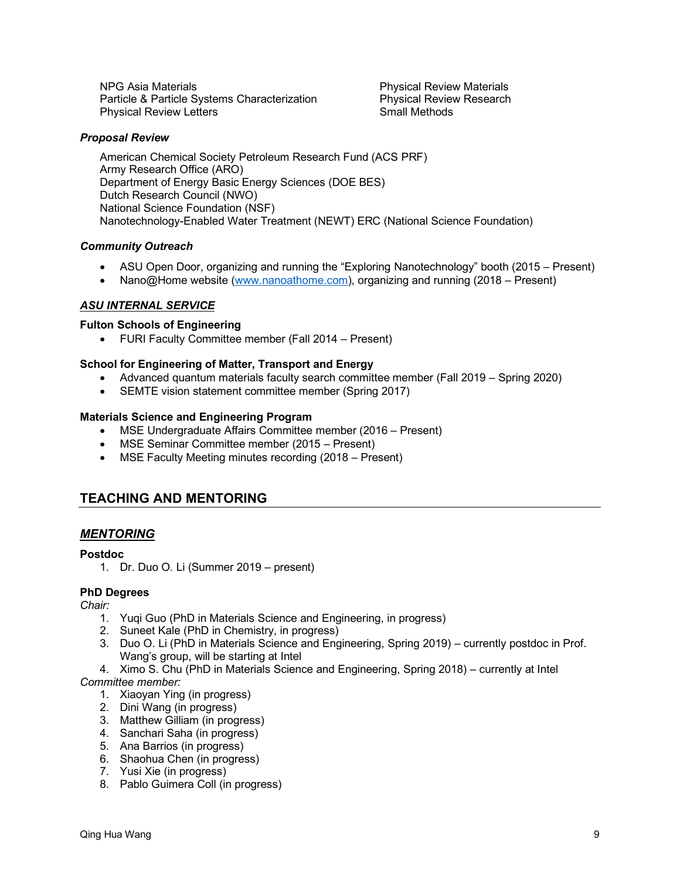NPG Asia Materials
Particle & Particle Systems Characterization
Physical Review Letters
Physical Review Materials
Physical Review Research
Small Methods

***Proposal Review***

American Chemical Society Petroleum Research Fund (ACS PRF)
Army Research Office (ARO)
Department of Energy Basic Energy Sciences (DOE BES)
Dutch Research Council (NWO)
National Science Foundation (NSF)
Nanotechnology-Enabled Water Treatment (NEWT) ERC (National Science Foundation)

***Community Outreach***

- ASU Open Door, organizing and running the "Exploring Nanotechnology" booth (2015 – Present)
- Nano@Home website (www.nanoathome.com), organizing and running (2018 – Present)

### ***ASU INTERNAL SERVICE***

**Fulton Schools of Engineering**

- FURI Faculty Committee member (Fall 2014 – Present)

**School for Engineering of Matter, Transport and Energy**

- Advanced quantum materials faculty search committee member (Fall 2019 – Spring 2020)
- SEMTE vision statement committee member (Spring 2017)

**Materials Science and Engineering Program**

- MSE Undergraduate Affairs Committee member (2016 – Present)
- MSE Seminar Committee member (2015 – Present)
- MSE Faculty Meeting minutes recording (2018 – Present)

## TEACHING AND MENTORING

### ***MENTORING***

**Postdoc**

1. Dr. Duo O. Li (Summer 2019 – present)

**PhD Degrees**

*Chair:*

1. Yuqi Guo (PhD in Materials Science and Engineering, in progress)
2. Suneet Kale (PhD in Chemistry, in progress)
3. Duo O. Li (PhD in Materials Science and Engineering, Spring 2019) – currently postdoc in Prof. Wang's group, will be starting at Intel
4. Ximo S. Chu (PhD in Materials Science and Engineering, Spring 2018) – currently at Intel

*Committee member:*

1. Xiaoyan Ying (in progress)
2. Dini Wang (in progress)
3. Matthew Gilliam (in progress)
4. Sanchari Saha (in progress)
5. Ana Barrios (in progress)
6. Shaohua Chen (in progress)
7. Yusi Xie (in progress)
8. Pablo Guimera Coll (in progress)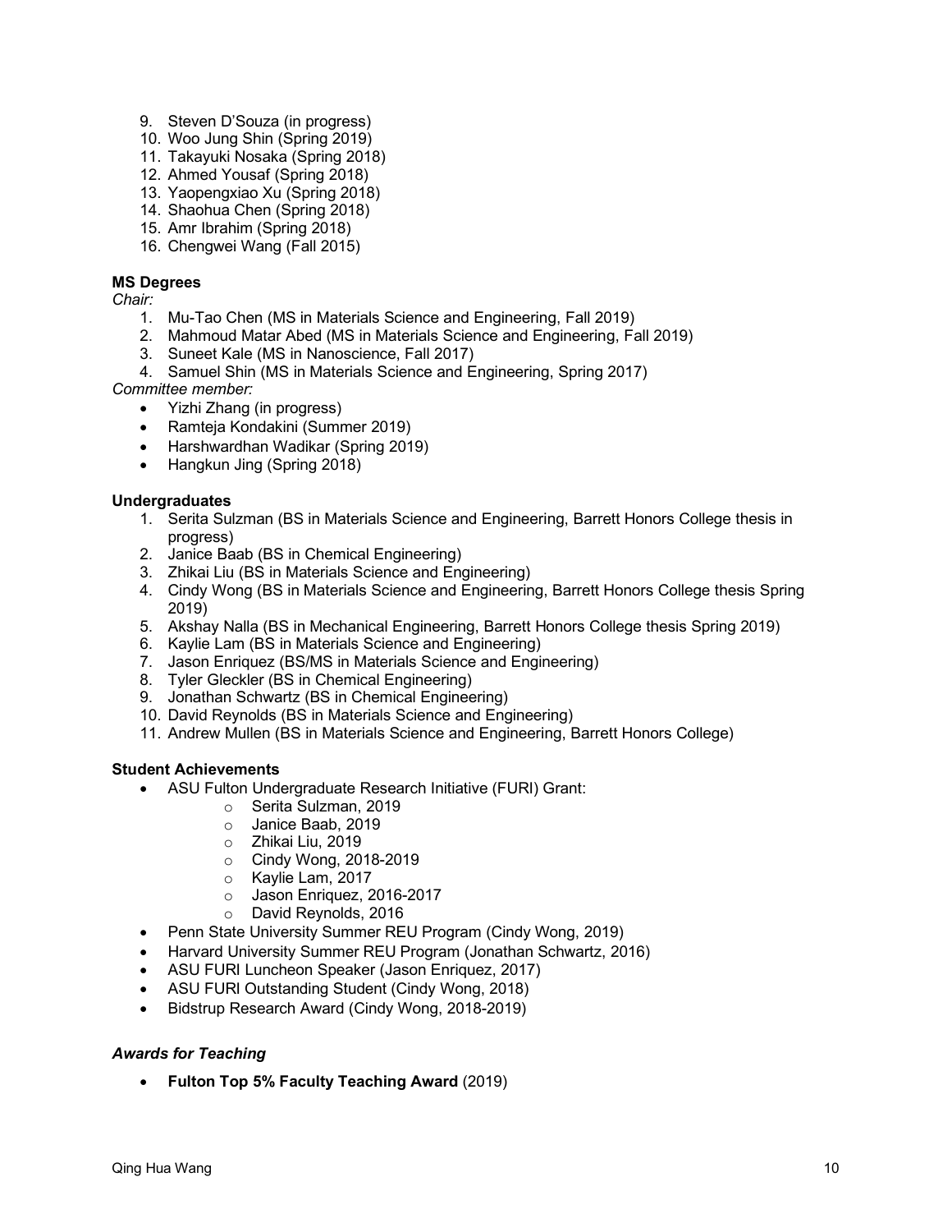9. Steven D'Souza (in progress)
10. Woo Jung Shin (Spring 2019)
11. Takayuki Nosaka (Spring 2018)
12. Ahmed Yousaf (Spring 2018)
13. Yaopengxiao Xu (Spring 2018)
14. Shaohua Chen (Spring 2018)
15. Amr Ibrahim (Spring 2018)
16. Chengwei Wang (Fall 2015)

**MS Degrees**

*Chair:*

1. Mu-Tao Chen (MS in Materials Science and Engineering, Fall 2019)
2. Mahmoud Matar Abed (MS in Materials Science and Engineering, Fall 2019)
3. Suneet Kale (MS in Nanoscience, Fall 2017)
4. Samuel Shin (MS in Materials Science and Engineering, Spring 2017)

*Committee member:*

- Yizhi Zhang (in progress)
- Ramteja Kondakini (Summer 2019)
- Harshwardhan Wadikar (Spring 2019)
- Hangkun Jing (Spring 2018)

**Undergraduates**

1. Serita Sulzman (BS in Materials Science and Engineering, Barrett Honors College thesis in progress)
2. Janice Baab (BS in Chemical Engineering)
3. Zhikai Liu (BS in Materials Science and Engineering)
4. Cindy Wong (BS in Materials Science and Engineering, Barrett Honors College thesis Spring 2019)
5. Akshay Nalla (BS in Mechanical Engineering, Barrett Honors College thesis Spring 2019)
6. Kaylie Lam (BS in Materials Science and Engineering)
7. Jason Enriquez (BS/MS in Materials Science and Engineering)
8. Tyler Gleckler (BS in Chemical Engineering)
9. Jonathan Schwartz (BS in Chemical Engineering)
10. David Reynolds (BS in Materials Science and Engineering)
11. Andrew Mullen (BS in Materials Science and Engineering, Barrett Honors College)

**Student Achievements**

- ASU Fulton Undergraduate Research Initiative (FURI) Grant:
  - Serita Sulzman, 2019
  - Janice Baab, 2019
  - Zhikai Liu, 2019
  - Cindy Wong, 2018-2019
  - Kaylie Lam, 2017
  - Jason Enriquez, 2016-2017
  - David Reynolds, 2016
- Penn State University Summer REU Program (Cindy Wong, 2019)
- Harvard University Summer REU Program (Jonathan Schwartz, 2016)
- ASU FURI Luncheon Speaker (Jason Enriquez, 2017)
- ASU FURI Outstanding Student (Cindy Wong, 2018)
- Bidstrup Research Award (Cindy Wong, 2018-2019)

***Awards for Teaching***

- **Fulton Top 5% Faculty Teaching Award** (2019)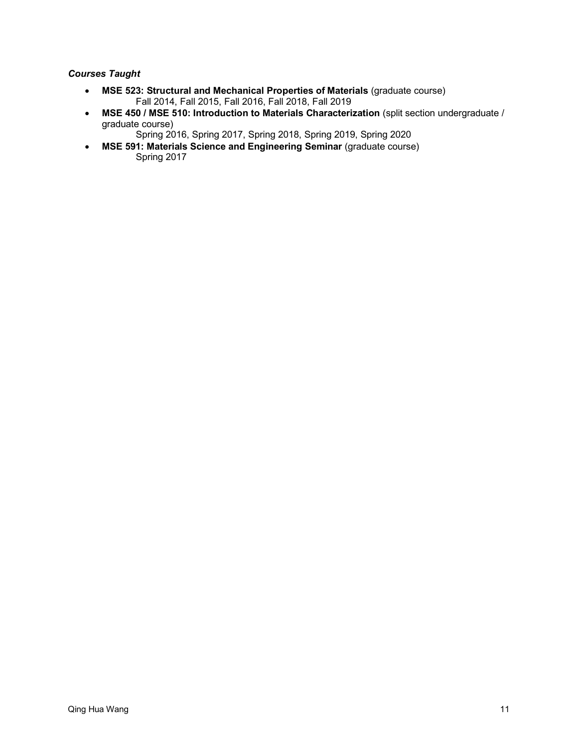### *Courses Taught*

- **MSE 523: Structural and Mechanical Properties of Materials** (graduate course)
  Fall 2014, Fall 2015, Fall 2016, Fall 2018, Fall 2019
- **MSE 450 / MSE 510: Introduction to Materials Characterization** (split section undergraduate / graduate course)
  Spring 2016, Spring 2017, Spring 2018, Spring 2019, Spring 2020
- **MSE 591: Materials Science and Engineering Seminar** (graduate course)
  Spring 2017